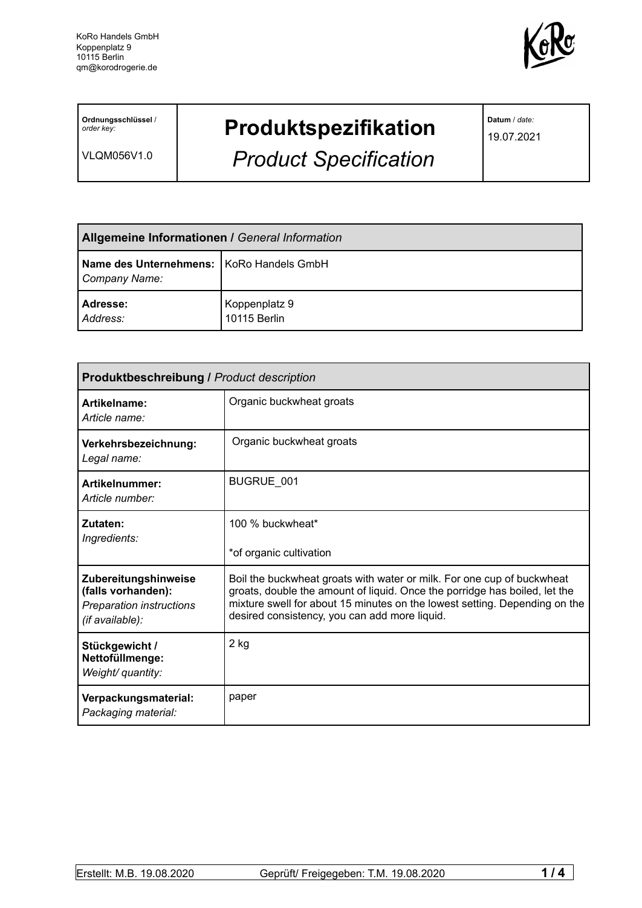KoRo Handels GmbH
Koppenplatz 9
10115 Berlin
qm@korodrogerie.de

| **Ordnungsschlüssel** / *order key:* VLQM056V1.0 | **Produktspezifikation** *Product Specification* | **Datum** / *date:* 19.07.2021 |
|---|---|---|

| **Allgemeine Informationen /** *General Information* | |
|---|---|
| **Name des Unternehmens:** *Company Name:* | KoRo Handels GmbH |
| **Adresse:** *Address:* | Koppenplatz 9 10115 Berlin |

| **Produktbeschreibung /** *Product description* | |
|---|---|
| **Artikelname:** *Article name:* | Organic buckwheat groats |
| **Verkehrsbezeichnung:** *Legal name:* | Organic buckwheat groats |
| **Artikelnummer:** *Article number:* | BUGRUE_001 |
| **Zutaten:** *Ingredients:* | 100 % buckwheat*<br><br>*of organic cultivation |
| **Zubereitungshinweise (falls vorhanden):** *Preparation instructions (if available):* | Boil the buckwheat groats with water or milk. For one cup of buckwheat groats, double the amount of liquid. Once the porridge has boiled, let the mixture swell for about 15 minutes on the lowest setting. Depending on the desired consistency, you can add more liquid. |
| **Stückgewicht / Nettofüllmenge:** *Weight/ quantity:* | 2 kg |
| **Verpackungsmaterial:** *Packaging material:* | paper |

Erstellt: M.B. 19.08.2020 Geprüft/ Freigegeben: T.M. 19.08.2020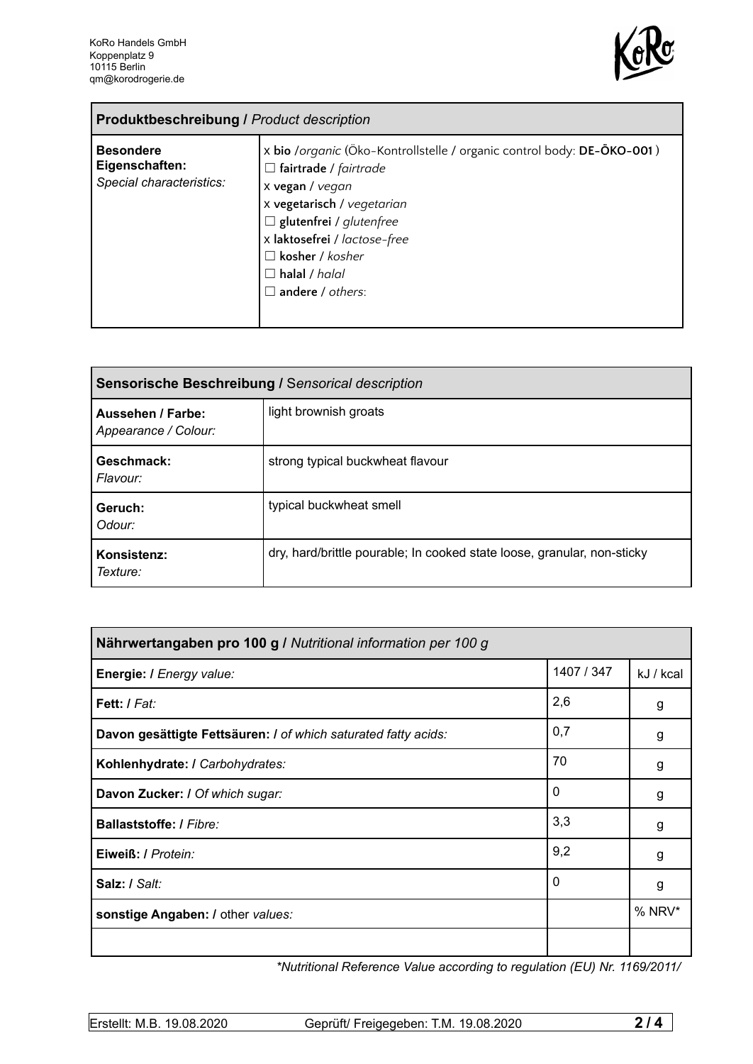KoRo Handels GmbH
Koppenplatz 9
10115 Berlin
qm@korodrogerie.de

| **Produktbeschreibung /** *Product description* | |
|---|---|
| **Besondere Eigenschaften:** *Special characteristics:* | x **bio** /*organic* (Öko-Kontrollstelle / organic control body: **DE-ÖKO-001**)<br>☐ **fairtrade** / *fairtrade*<br>x **vegan** / *vegan*<br>x **vegetarisch** / *vegetarian*<br>☐ **glutenfrei** / *glutenfree*<br>x **laktosefrei** / *lactose-free*<br>☐ **kosher** / *kosher*<br>☐ **halal** / *halal*<br>☐ **andere** / *others*: |

| **Sensorische Beschreibung /** *Sensorical description* | |
|---|---|
| **Aussehen / Farbe:** *Appearance / Colour:* | light brownish groats |
| **Geschmack:** *Flavour:* | strong typical buckwheat flavour |
| **Geruch:** *Odour:* | typical buckwheat smell |
| **Konsistenz:** *Texture:* | dry, hard/brittle pourable; In cooked state loose, granular, non-sticky |

| **Nährwertangaben pro 100 g /** *Nutritional information per 100 g* | | |
|---|---|---|
| **Energie: /** *Energy value:* | 1407 / 347 | kJ / kcal |
| **Fett: /** *Fat:* | 2,6 | g |
| **Davon gesättigte Fettsäuren: /** *of which saturated fatty acids:* | 0,7 | g |
| **Kohlenhydrate: /** *Carbohydrates:* | 70 | g |
| **Davon Zucker: /** *Of which sugar:* | 0 | g |
| **Ballaststoffe: /** *Fibre:* | 3,3 | g |
| **Eiweiß: /** *Protein:* | 9,2 | g |
| **Salz: /** *Salt:* | 0 | g |
| **sonstige Angaben: /** other *values:* | | % NRV* |
| | | |

*\*Nutritional Reference Value according to regulation (EU) Nr. 1169/2011/*

Erstellt: M.B. 19.08.2020 Geprüft/ Freigegeben: T.M. 19.08.2020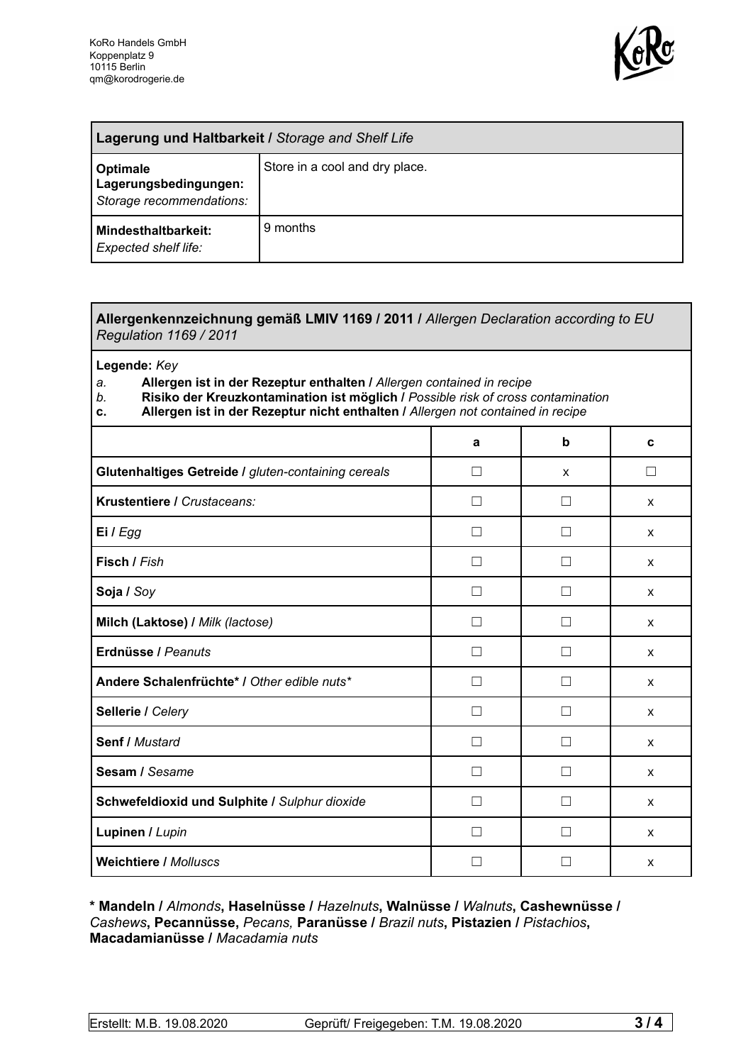KoRo Handels GmbH
Koppenplatz 9
10115 Berlin
qm@korodrogerie.de

| **Lagerung und Haltbarkeit /** *Storage and Shelf Life* | |
|---|---|
| **Optimale Lagerungsbedingungen:** *Storage recommendations:* | Store in a cool and dry place. |
| **Mindesthaltbarkeit:** *Expected shelf life:* | 9 months |

**Allergenkennzeichnung gemäß LMIV 1169 / 2011 /** *Allergen Declaration according to EU Regulation 1169 / 2011*

**Legende:** *Key*

*a.* **Allergen ist in der Rezeptur enthalten /** *Allergen contained in recipe*
*b.* **Risiko der Kreuzkontamination ist möglich /** *Possible risk of cross contamination*
**c.** **Allergen ist in der Rezeptur nicht enthalten /** *Allergen not contained in recipe*

| | a | b | c |
|---|---|---|---|
| **Glutenhaltiges Getreide /** *gluten-containing cereals* | ☐ | x | ☐ |
| **Krustentiere /** *Crustaceans:* | ☐ | ☐ | x |
| **Ei /** *Egg* | ☐ | ☐ | x |
| **Fisch /** *Fish* | ☐ | ☐ | x |
| **Soja /** *Soy* | ☐ | ☐ | x |
| **Milch (Laktose) /** *Milk (lactose)* | ☐ | ☐ | x |
| **Erdnüsse /** *Peanuts* | ☐ | ☐ | x |
| **Andere Schalenfrüchte* /** *Other edible nuts** | ☐ | ☐ | x |
| **Sellerie /** *Celery* | ☐ | ☐ | x |
| **Senf /** *Mustard* | ☐ | ☐ | x |
| **Sesam /** *Sesame* | ☐ | ☐ | x |
| **Schwefeldioxid und Sulphite /** *Sulphur dioxide* | ☐ | ☐ | x |
| **Lupinen /** *Lupin* | ☐ | ☐ | x |
| **Weichtiere /** *Molluscs* | ☐ | ☐ | x |

**\* Mandeln /** *Almonds*, **Haselnüsse /** *Hazelnuts*, **Walnüsse /** *Walnuts*, **Cashewnüsse /** *Cashews*, **Pecannüsse,** *Pecans,* **Paranüsse /** *Brazil nuts*, **Pistazien /** *Pistachios*, **Macadamianüsse /** *Macadamia nuts*

Erstellt: M.B. 19.08.2020 Geprüft/ Freigegeben: T.M. 19.08.2020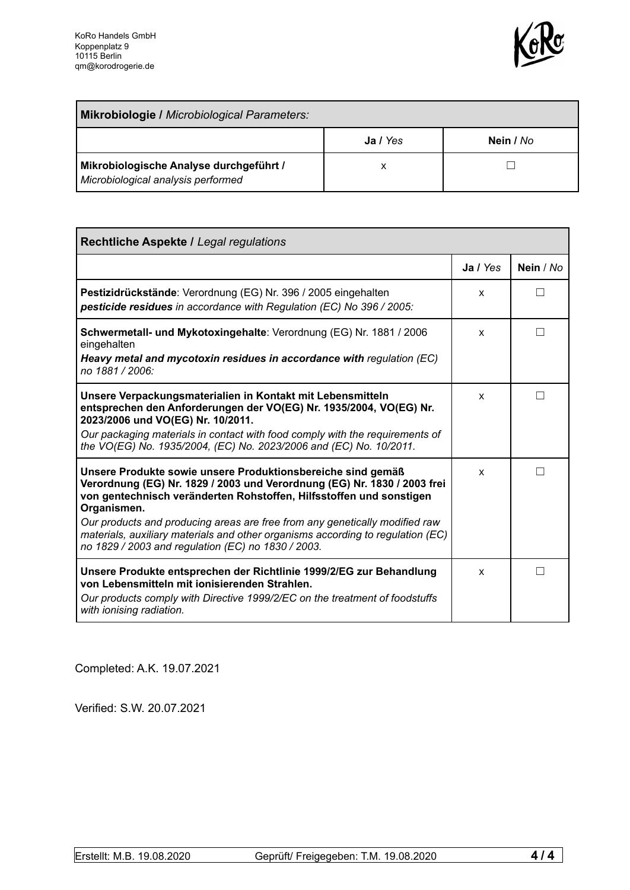| **Mikrobiologie /** *Microbiological Parameters:* | | |
|---|---|---|
| | **Ja /** *Yes* | **Nein /** *No* |
| **Mikrobiologische Analyse durchgeführt /** *Microbiological analysis performed* | x | ☐ |

| **Rechtliche Aspekte /** *Legal regulations* | | |
|---|---|---|
| | **Ja /** *Yes* | **Nein** / *No* |
| **Pestizidrückstände**: Verordnung (EG) Nr. 396 / 2005 eingehalten<br>***pesticide residues*** *in accordance with Regulation (EC) No 396 / 2005:* | x | ☐ |
| **Schwermetall- und Mykotoxingehalte**: Verordnung (EG) Nr. 1881 / 2006 eingehalten<br>***Heavy metal and mycotoxin residues in accordance with*** *regulation (EC) no 1881 / 2006:* | x | ☐ |
| **Unsere Verpackungsmaterialien in Kontakt mit Lebensmitteln entsprechen den Anforderungen der VO(EG) Nr. 1935/2004, VO(EG) Nr. 2023/2006 und VO(EG) Nr. 10/2011.**<br>*Our packaging materials in contact with food comply with the requirements of the VO(EG) No. 1935/2004, (EC) No. 2023/2006 and (EC) No. 10/2011.* | x | ☐ |
| **Unsere Produkte sowie unsere Produktionsbereiche sind gemäß Verordnung (EG) Nr. 1829 / 2003 und Verordnung (EG) Nr. 1830 / 2003 frei von gentechnisch veränderten Rohstoffen, Hilfsstoffen und sonstigen Organismen.**<br>*Our products and producing areas are free from any genetically modified raw materials, auxiliary materials and other organisms according to regulation (EC) no 1829 / 2003 and regulation (EC) no 1830 / 2003.* | x | ☐ |
| **Unsere Produkte entsprechen der Richtlinie 1999/2/EG zur Behandlung von Lebensmitteln mit ionisierenden Strahlen.**<br>*Our products comply with Directive 1999/2/EC on the treatment of foodstuffs with ionising radiation.* | x | ☐ |

Completed: A.K. 19.07.2021

Verified: S.W. 20.07.2021